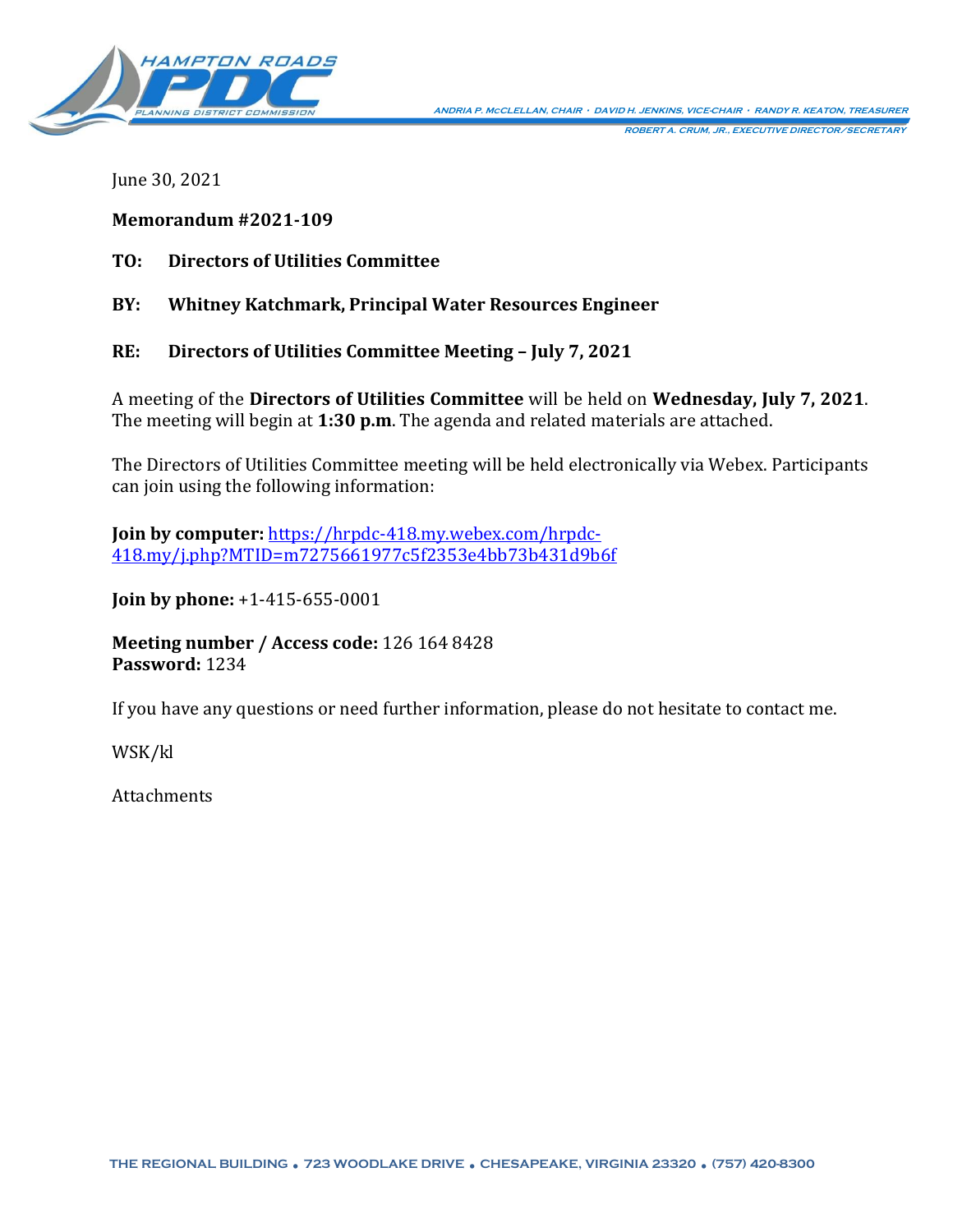HAMPTON ROADS PDC PLANNING DISTRICT COMMISSION

ANDRIA P. McCLELLAN, CHAIR • DAVID H. JENKINS, VICE-CHAIR • RANDY R. KEATON, TREASURER

ROBERT A. CRUM, JR., EXECUTIVE DIRECTOR/SECRETARY

June 30, 2021

**Memorandum #2021-109**

**TO: Directors of Utilities Committee**

**BY: Whitney Katchmark, Principal Water Resources Engineer**

**RE: Directors of Utilities Committee Meeting – July 7, 2021**

A meeting of the **Directors of Utilities Committee** will be held on **Wednesday, July 7, 2021**. The meeting will begin at **1:30 p.m**. The agenda and related materials are attached.

The Directors of Utilities Committee meeting will be held electronically via Webex. Participants can join using the following information:

**Join by computer:** https://hrpdc-418.my.webex.com/hrpdc-418.my/j.php?MTID=m7275661977c5f2353e4bb73b431d9b6f

**Join by phone:** +1-415-655-0001

**Meeting number / Access code:** 126 164 8428
**Password:** 1234

If you have any questions or need further information, please do not hesitate to contact me.

WSK/kl

Attachments

THE REGIONAL BUILDING • 723 WOODLAKE DRIVE • CHESAPEAKE, VIRGINIA 23320 • (757) 420-8300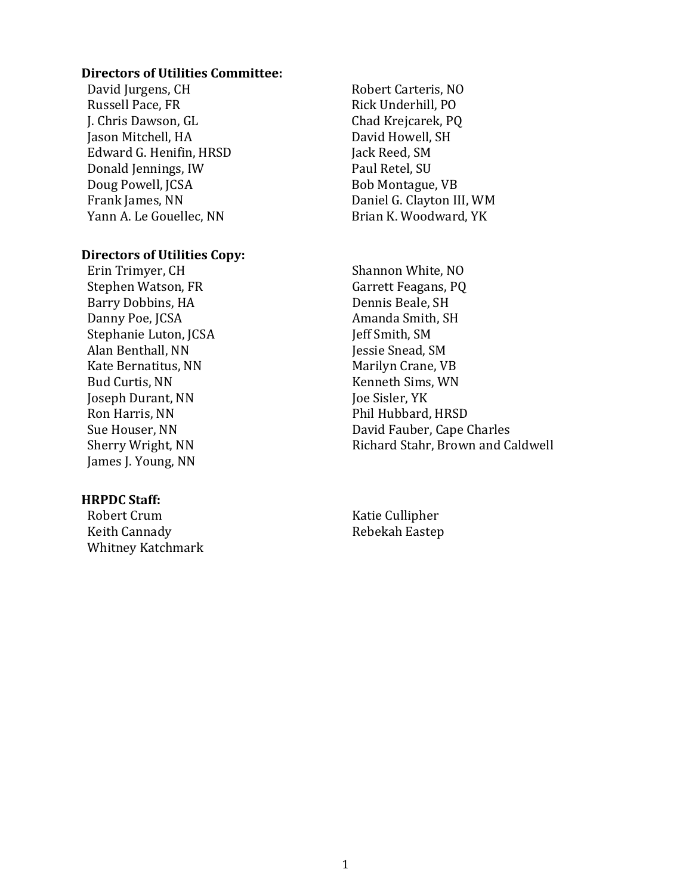**Directors of Utilities Committee:**

David Jurgens, CH
Russell Pace, FR
J. Chris Dawson, GL
Jason Mitchell, HA
Edward G. Henifin, HRSD
Donald Jennings, IW
Doug Powell, JCSA
Frank James, NN
Yann A. Le Gouellec, NN
Robert Carteris, NO
Rick Underhill, PO
Chad Krejcarek, PQ
David Howell, SH
Jack Reed, SM
Paul Retel, SU
Bob Montague, VB
Daniel G. Clayton III, WM
Brian K. Woodward, YK

**Directors of Utilities Copy:**

Erin Trimyer, CH
Stephen Watson, FR
Barry Dobbins, HA
Danny Poe, JCSA
Stephanie Luton, JCSA
Alan Benthall, NN
Kate Bernatitus, NN
Bud Curtis, NN
Joseph Durant, NN
Ron Harris, NN
Sue Houser, NN
Sherry Wright, NN
James J. Young, NN
Shannon White, NO
Garrett Feagans, PQ
Dennis Beale, SH
Amanda Smith, SH
Jeff Smith, SM
Jessie Snead, SM
Marilyn Crane, VB
Kenneth Sims, WN
Joe Sisler, YK
Phil Hubbard, HRSD
David Fauber, Cape Charles
Richard Stahr, Brown and Caldwell

**HRPDC Staff:**

Robert Crum
Keith Cannady
Whitney Katchmark
Katie Cullipher
Rebekah Eastep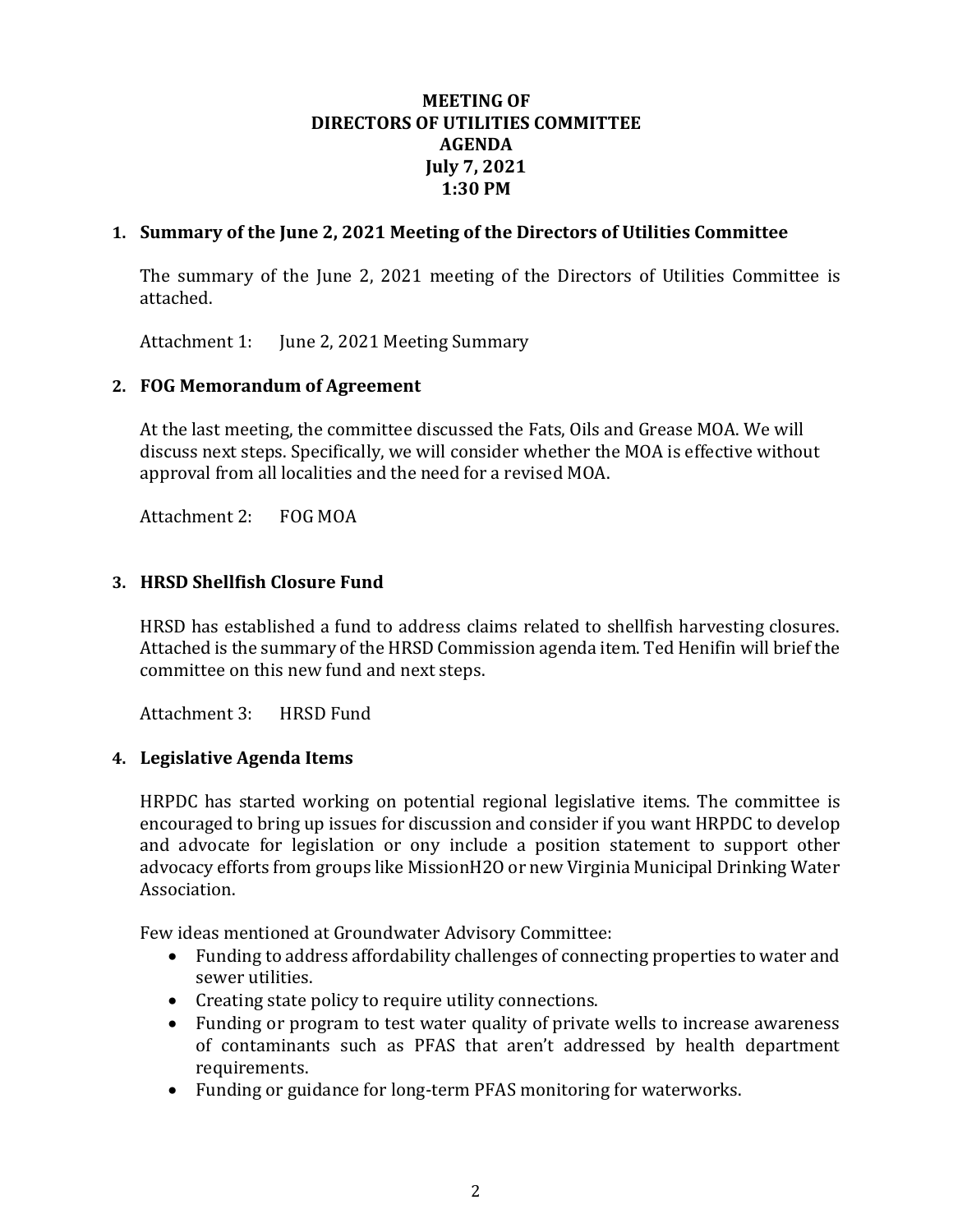**MEETING OF**
**DIRECTORS OF UTILITIES COMMITTEE**
**AGENDA**
**July 7, 2021**
**1:30 PM**

**1. Summary of the June 2, 2021 Meeting of the Directors of Utilities Committee**

The summary of the June 2, 2021 meeting of the Directors of Utilities Committee is attached.

Attachment 1: June 2, 2021 Meeting Summary

**2. FOG Memorandum of Agreement**

At the last meeting, the committee discussed the Fats, Oils and Grease MOA. We will discuss next steps. Specifically, we will consider whether the MOA is effective without approval from all localities and the need for a revised MOA.

Attachment 2: FOG MOA

**3. HRSD Shellfish Closure Fund**

HRSD has established a fund to address claims related to shellfish harvesting closures. Attached is the summary of the HRSD Commission agenda item. Ted Henifin will brief the committee on this new fund and next steps.

Attachment 3: HRSD Fund

**4. Legislative Agenda Items**

HRPDC has started working on potential regional legislative items. The committee is encouraged to bring up issues for discussion and consider if you want HRPDC to develop and advocate for legislation or ony include a position statement to support other advocacy efforts from groups like MissionH2O or new Virginia Municipal Drinking Water Association.

Few ideas mentioned at Groundwater Advisory Committee:

- Funding to address affordability challenges of connecting properties to water and sewer utilities.
- Creating state policy to require utility connections.
- Funding or program to test water quality of private wells to increase awareness of contaminants such as PFAS that aren't addressed by health department requirements.
- Funding or guidance for long-term PFAS monitoring for waterworks.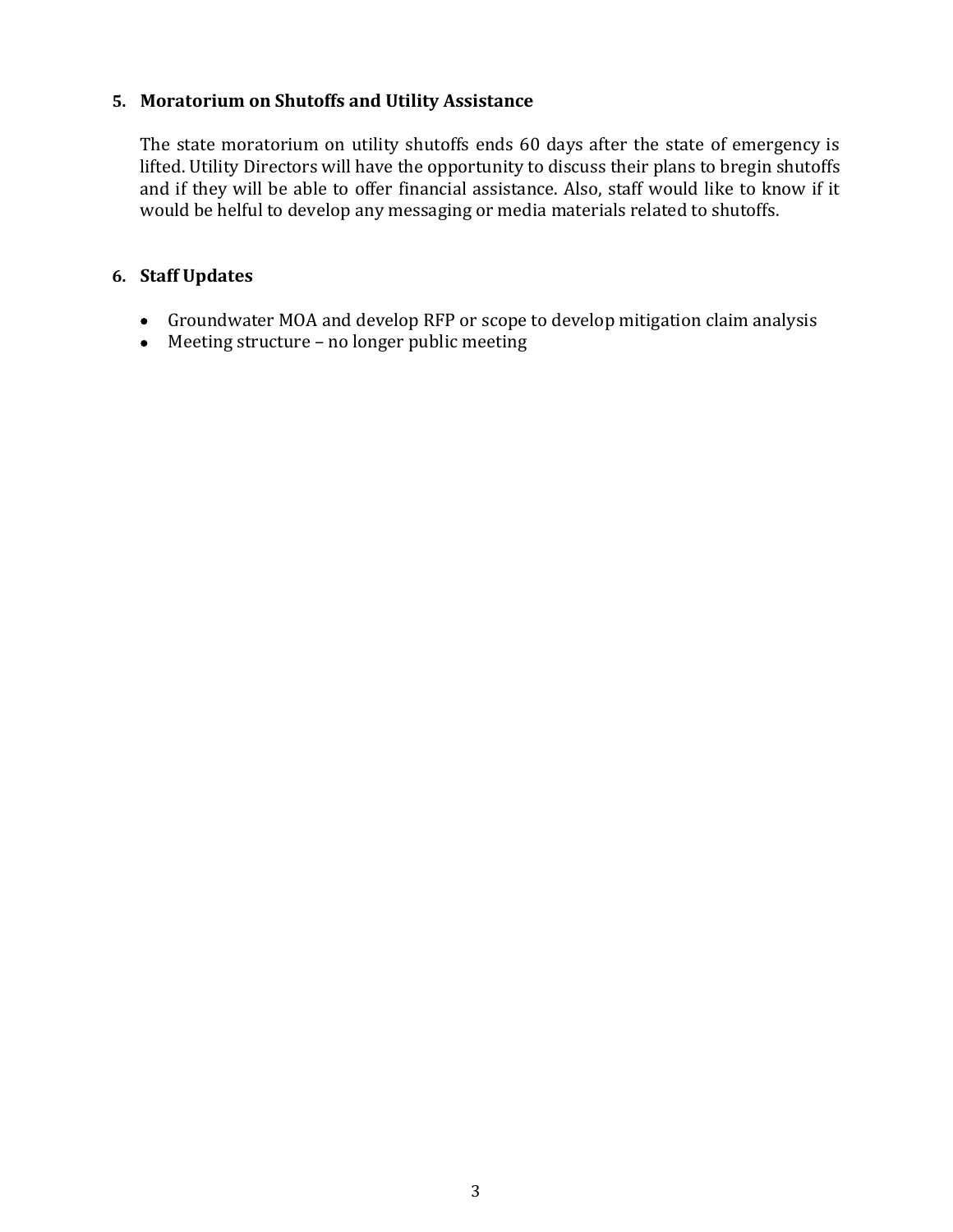5. **Moratorium on Shutoffs and Utility Assistance**

   The state moratorium on utility shutoffs ends 60 days after the state of emergency is lifted. Utility Directors will have the opportunity to discuss their plans to bregin shutoffs and if they will be able to offer financial assistance. Also, staff would like to know if it would be helful to develop any messaging or media materials related to shutoffs.

6. **Staff Updates**

   - Groundwater MOA and develop RFP or scope to develop mitigation claim analysis
   - Meeting structure – no longer public meeting